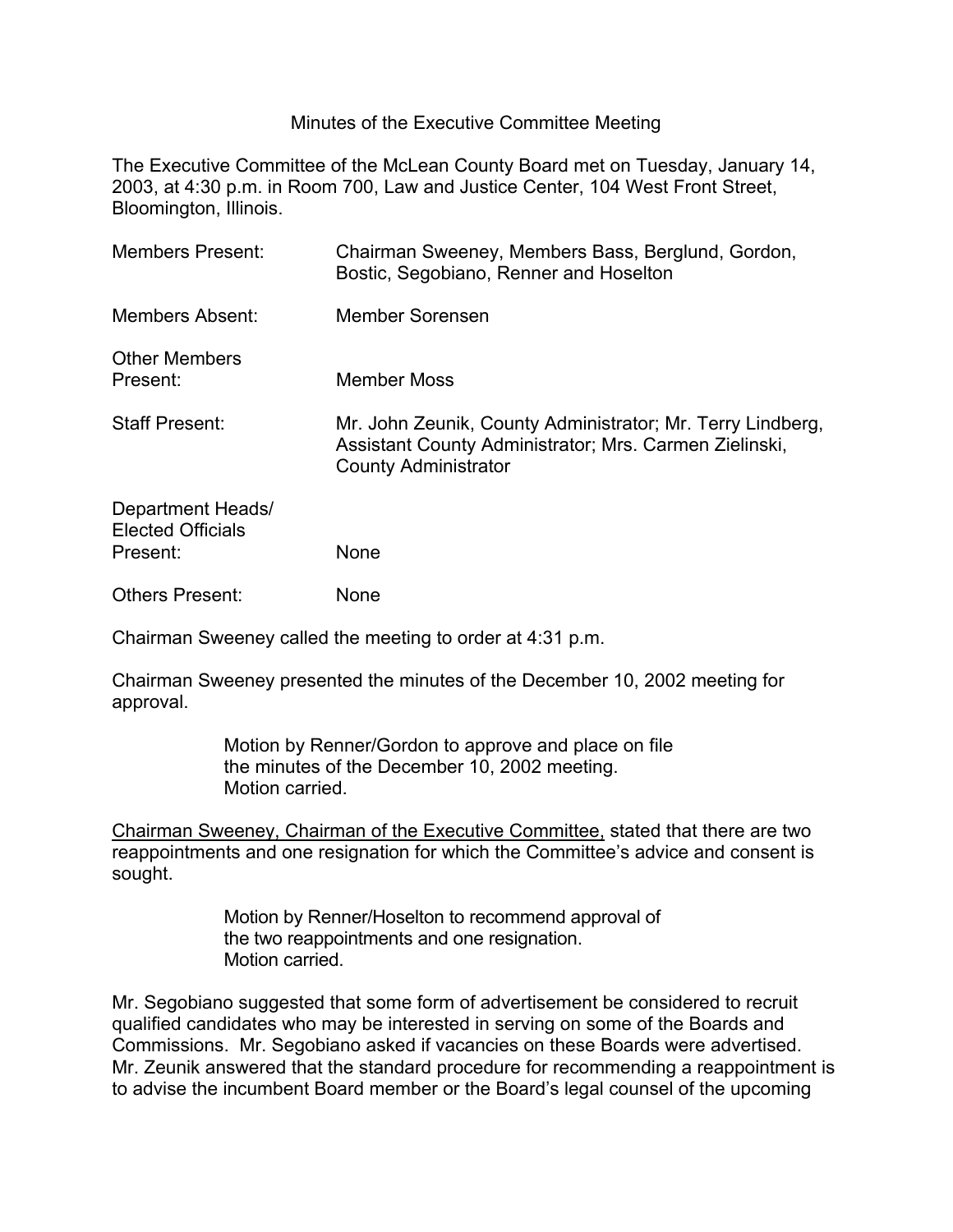# Minutes of the Executive Committee Meeting

The Executive Committee of the McLean County Board met on Tuesday, January 14, 2003, at 4:30 p.m. in Room 700, Law and Justice Center, 104 West Front Street, Bloomington, Illinois.

| | |
|---|---|
| Members Present: | Chairman Sweeney, Members Bass, Berglund, Gordon, Bostic, Segobiano, Renner and Hoselton |
| Members Absent: | Member Sorensen |
| Other Members Present: | Member Moss |
| Staff Present: | Mr. John Zeunik, County Administrator; Mr. Terry Lindberg, Assistant County Administrator; Mrs. Carmen Zielinski, County Administrator |
| Department Heads/ Elected Officials Present: | None |
| Others Present: | None |

Chairman Sweeney called the meeting to order at 4:31 p.m.

Chairman Sweeney presented the minutes of the December 10, 2002 meeting for approval.

> Motion by Renner/Gordon to approve and place on file the minutes of the December 10, 2002 meeting.
> Motion carried.

<u>Chairman Sweeney, Chairman of the Executive Committee,</u> stated that there are two reappointments and one resignation for which the Committee's advice and consent is sought.

> Motion by Renner/Hoselton to recommend approval of the two reappointments and one resignation.
> Motion carried.

Mr. Segobiano suggested that some form of advertisement be considered to recruit qualified candidates who may be interested in serving on some of the Boards and Commissions. Mr. Segobiano asked if vacancies on these Boards were advertised. Mr. Zeunik answered that the standard procedure for recommending a reappointment is to advise the incumbent Board member or the Board's legal counsel of the upcoming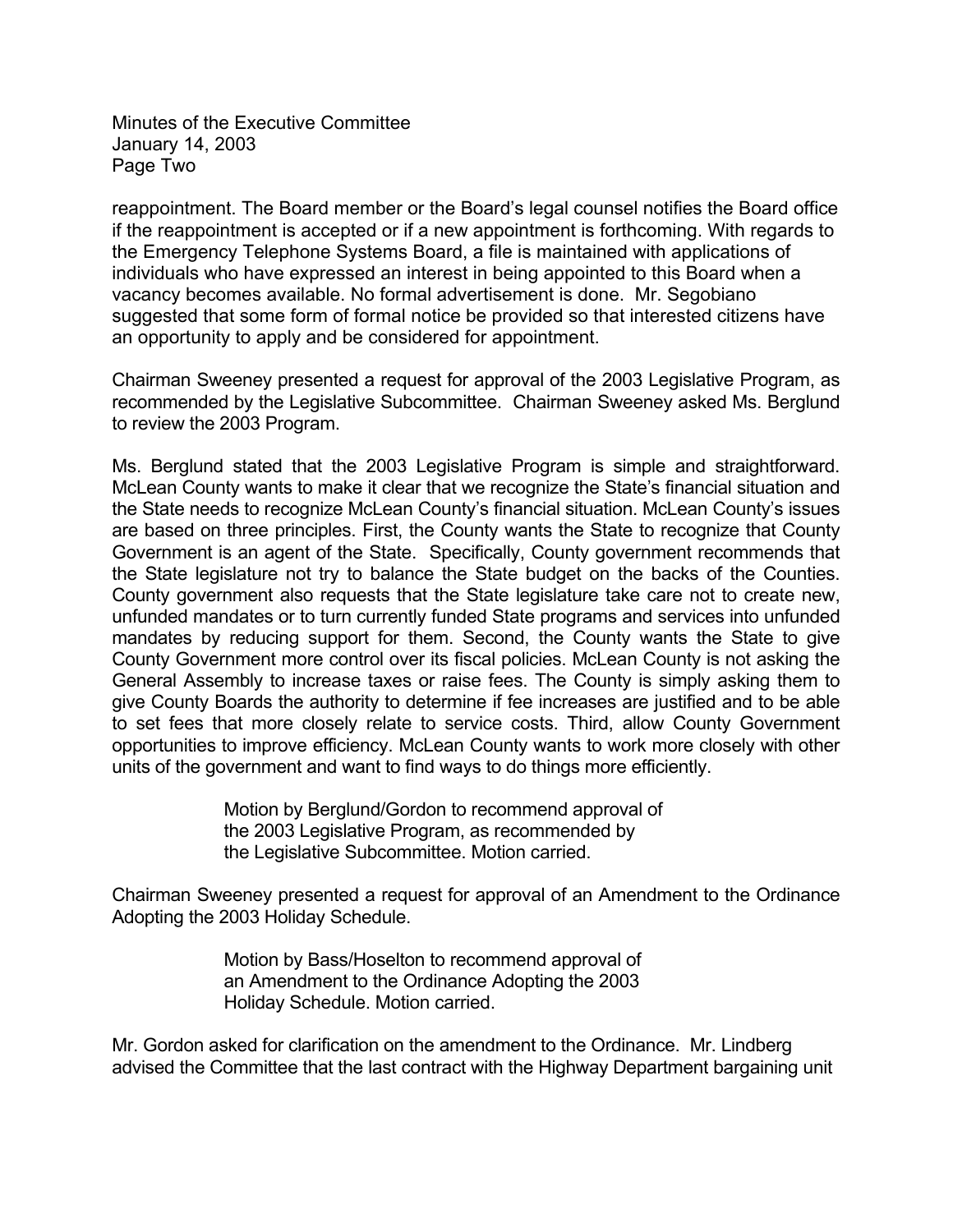reappointment. The Board member or the Board's legal counsel notifies the Board office if the reappointment is accepted or if a new appointment is forthcoming. With regards to the Emergency Telephone Systems Board, a file is maintained with applications of individuals who have expressed an interest in being appointed to this Board when a vacancy becomes available. No formal advertisement is done. Mr. Segobiano suggested that some form of formal notice be provided so that interested citizens have an opportunity to apply and be considered for appointment.

Chairman Sweeney presented a request for approval of the 2003 Legislative Program, as recommended by the Legislative Subcommittee. Chairman Sweeney asked Ms. Berglund to review the 2003 Program.

Ms. Berglund stated that the 2003 Legislative Program is simple and straightforward. McLean County wants to make it clear that we recognize the State's financial situation and the State needs to recognize McLean County's financial situation. McLean County's issues are based on three principles. First, the County wants the State to recognize that County Government is an agent of the State. Specifically, County government recommends that the State legislature not try to balance the State budget on the backs of the Counties. County government also requests that the State legislature take care not to create new, unfunded mandates or to turn currently funded State programs and services into unfunded mandates by reducing support for them. Second, the County wants the State to give County Government more control over its fiscal policies. McLean County is not asking the General Assembly to increase taxes or raise fees. The County is simply asking them to give County Boards the authority to determine if fee increases are justified and to be able to set fees that more closely relate to service costs. Third, allow County Government opportunities to improve efficiency. McLean County wants to work more closely with other units of the government and want to find ways to do things more efficiently.

> Motion by Berglund/Gordon to recommend approval of the 2003 Legislative Program, as recommended by the Legislative Subcommittee. Motion carried.

Chairman Sweeney presented a request for approval of an Amendment to the Ordinance Adopting the 2003 Holiday Schedule.

> Motion by Bass/Hoselton to recommend approval of an Amendment to the Ordinance Adopting the 2003 Holiday Schedule. Motion carried.

Mr. Gordon asked for clarification on the amendment to the Ordinance. Mr. Lindberg advised the Committee that the last contract with the Highway Department bargaining unit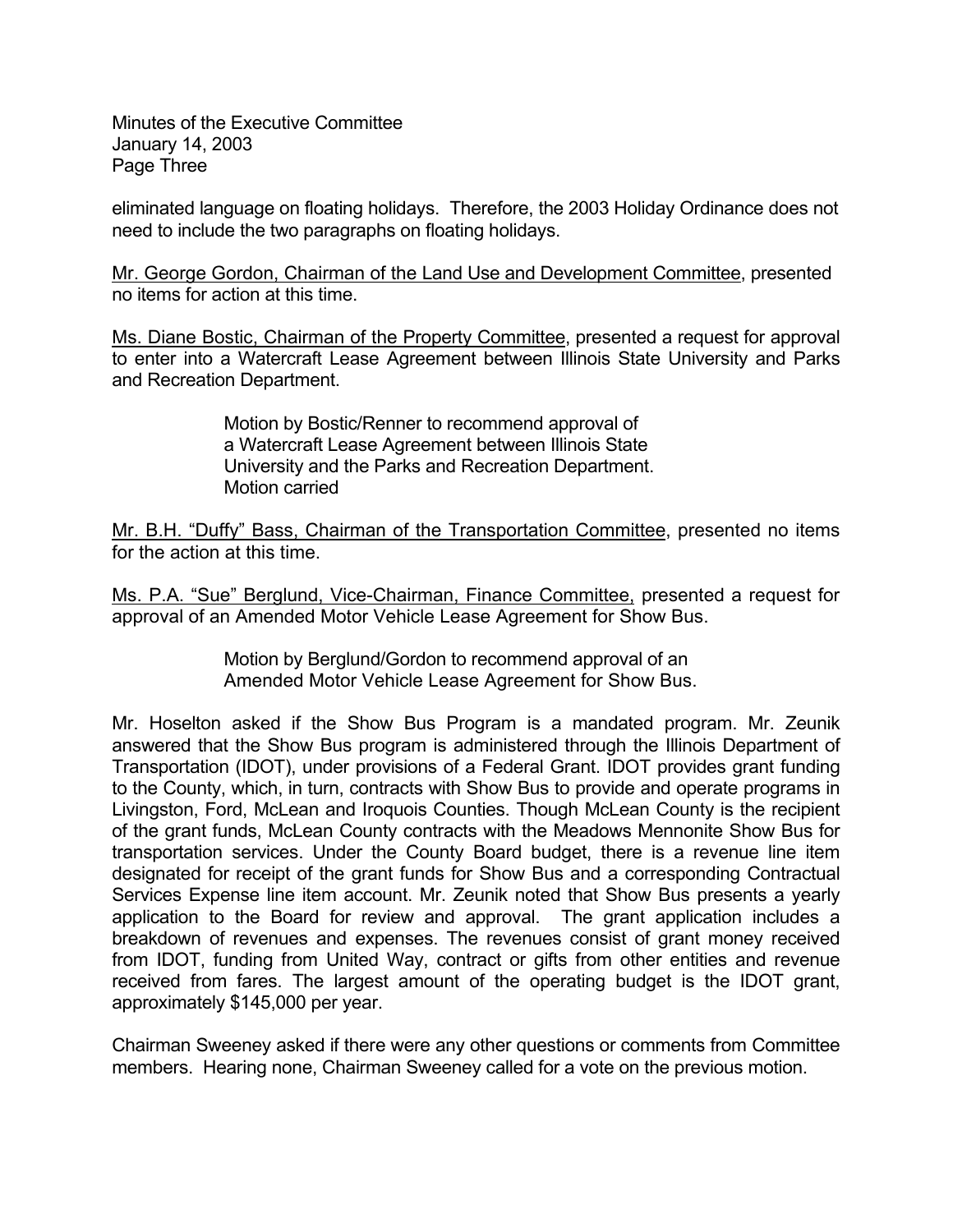eliminated language on floating holidays. Therefore, the 2003 Holiday Ordinance does not need to include the two paragraphs on floating holidays.

Mr. George Gordon, Chairman of the Land Use and Development Committee, presented no items for action at this time.

Ms. Diane Bostic, Chairman of the Property Committee, presented a request for approval to enter into a Watercraft Lease Agreement between Illinois State University and Parks and Recreation Department.

> Motion by Bostic/Renner to recommend approval of a Watercraft Lease Agreement between Illinois State University and the Parks and Recreation Department.
> Motion carried

Mr. B.H. "Duffy" Bass, Chairman of the Transportation Committee, presented no items for the action at this time.

Ms. P.A. "Sue" Berglund, Vice-Chairman, Finance Committee, presented a request for approval of an Amended Motor Vehicle Lease Agreement for Show Bus.

> Motion by Berglund/Gordon to recommend approval of an Amended Motor Vehicle Lease Agreement for Show Bus.

Mr. Hoselton asked if the Show Bus Program is a mandated program. Mr. Zeunik answered that the Show Bus program is administered through the Illinois Department of Transportation (IDOT), under provisions of a Federal Grant. IDOT provides grant funding to the County, which, in turn, contracts with Show Bus to provide and operate programs in Livingston, Ford, McLean and Iroquois Counties. Though McLean County is the recipient of the grant funds, McLean County contracts with the Meadows Mennonite Show Bus for transportation services. Under the County Board budget, there is a revenue line item designated for receipt of the grant funds for Show Bus and a corresponding Contractual Services Expense line item account. Mr. Zeunik noted that Show Bus presents a yearly application to the Board for review and approval. The grant application includes a breakdown of revenues and expenses. The revenues consist of grant money received from IDOT, funding from United Way, contract or gifts from other entities and revenue received from fares. The largest amount of the operating budget is the IDOT grant, approximately $145,000 per year.

Chairman Sweeney asked if there were any other questions or comments from Committee members. Hearing none, Chairman Sweeney called for a vote on the previous motion.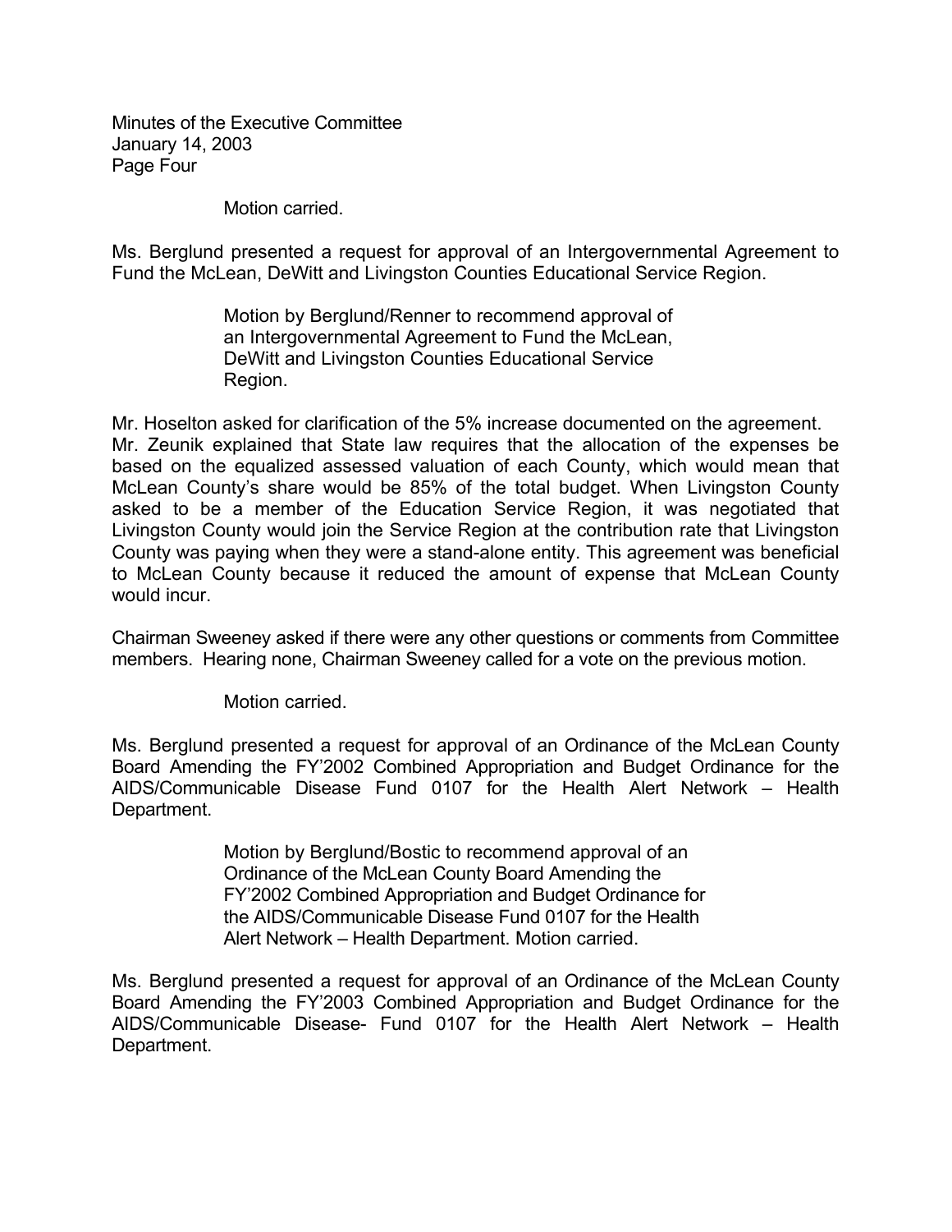Minutes of the Executive Committee
January 14, 2003
Page Four

Motion carried.

Ms. Berglund presented a request for approval of an Intergovernmental Agreement to Fund the McLean, DeWitt and Livingston Counties Educational Service Region.

> Motion by Berglund/Renner to recommend approval of an Intergovernmental Agreement to Fund the McLean, DeWitt and Livingston Counties Educational Service Region.

Mr. Hoselton asked for clarification of the 5% increase documented on the agreement. Mr. Zeunik explained that State law requires that the allocation of the expenses be based on the equalized assessed valuation of each County, which would mean that McLean County's share would be 85% of the total budget. When Livingston County asked to be a member of the Education Service Region, it was negotiated that Livingston County would join the Service Region at the contribution rate that Livingston County was paying when they were a stand-alone entity. This agreement was beneficial to McLean County because it reduced the amount of expense that McLean County would incur.

Chairman Sweeney asked if there were any other questions or comments from Committee members. Hearing none, Chairman Sweeney called for a vote on the previous motion.

Motion carried.

Ms. Berglund presented a request for approval of an Ordinance of the McLean County Board Amending the FY'2002 Combined Appropriation and Budget Ordinance for the AIDS/Communicable Disease Fund 0107 for the Health Alert Network – Health Department.

> Motion by Berglund/Bostic to recommend approval of an Ordinance of the McLean County Board Amending the FY'2002 Combined Appropriation and Budget Ordinance for the AIDS/Communicable Disease Fund 0107 for the Health Alert Network – Health Department. Motion carried.

Ms. Berglund presented a request for approval of an Ordinance of the McLean County Board Amending the FY'2003 Combined Appropriation and Budget Ordinance for the AIDS/Communicable Disease- Fund 0107 for the Health Alert Network – Health Department.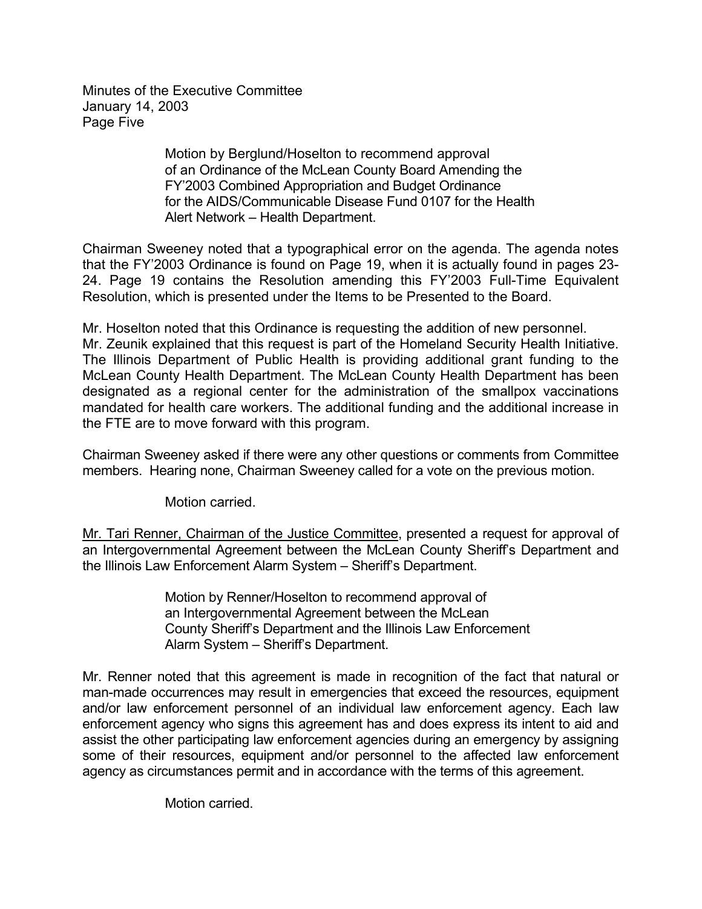Motion by Berglund/Hoselton to recommend approval of an Ordinance of the McLean County Board Amending the FY'2003 Combined Appropriation and Budget Ordinance for the AIDS/Communicable Disease Fund 0107 for the Health Alert Network – Health Department.

Chairman Sweeney noted that a typographical error on the agenda. The agenda notes that the FY'2003 Ordinance is found on Page 19, when it is actually found in pages 23-24. Page 19 contains the Resolution amending this FY'2003 Full-Time Equivalent Resolution, which is presented under the Items to be Presented to the Board.

Mr. Hoselton noted that this Ordinance is requesting the addition of new personnel. Mr. Zeunik explained that this request is part of the Homeland Security Health Initiative. The Illinois Department of Public Health is providing additional grant funding to the McLean County Health Department. The McLean County Health Department has been designated as a regional center for the administration of the smallpox vaccinations mandated for health care workers. The additional funding and the additional increase in the FTE are to move forward with this program.

Chairman Sweeney asked if there were any other questions or comments from Committee members. Hearing none, Chairman Sweeney called for a vote on the previous motion.

Motion carried.

<u>Mr. Tari Renner, Chairman of the Justice Committee</u>, presented a request for approval of an Intergovernmental Agreement between the McLean County Sheriff's Department and the Illinois Law Enforcement Alarm System – Sheriff's Department.

Motion by Renner/Hoselton to recommend approval of an Intergovernmental Agreement between the McLean County Sheriff's Department and the Illinois Law Enforcement Alarm System – Sheriff's Department.

Mr. Renner noted that this agreement is made in recognition of the fact that natural or man-made occurrences may result in emergencies that exceed the resources, equipment and/or law enforcement personnel of an individual law enforcement agency. Each law enforcement agency who signs this agreement has and does express its intent to aid and assist the other participating law enforcement agencies during an emergency by assigning some of their resources, equipment and/or personnel to the affected law enforcement agency as circumstances permit and in accordance with the terms of this agreement.

Motion carried.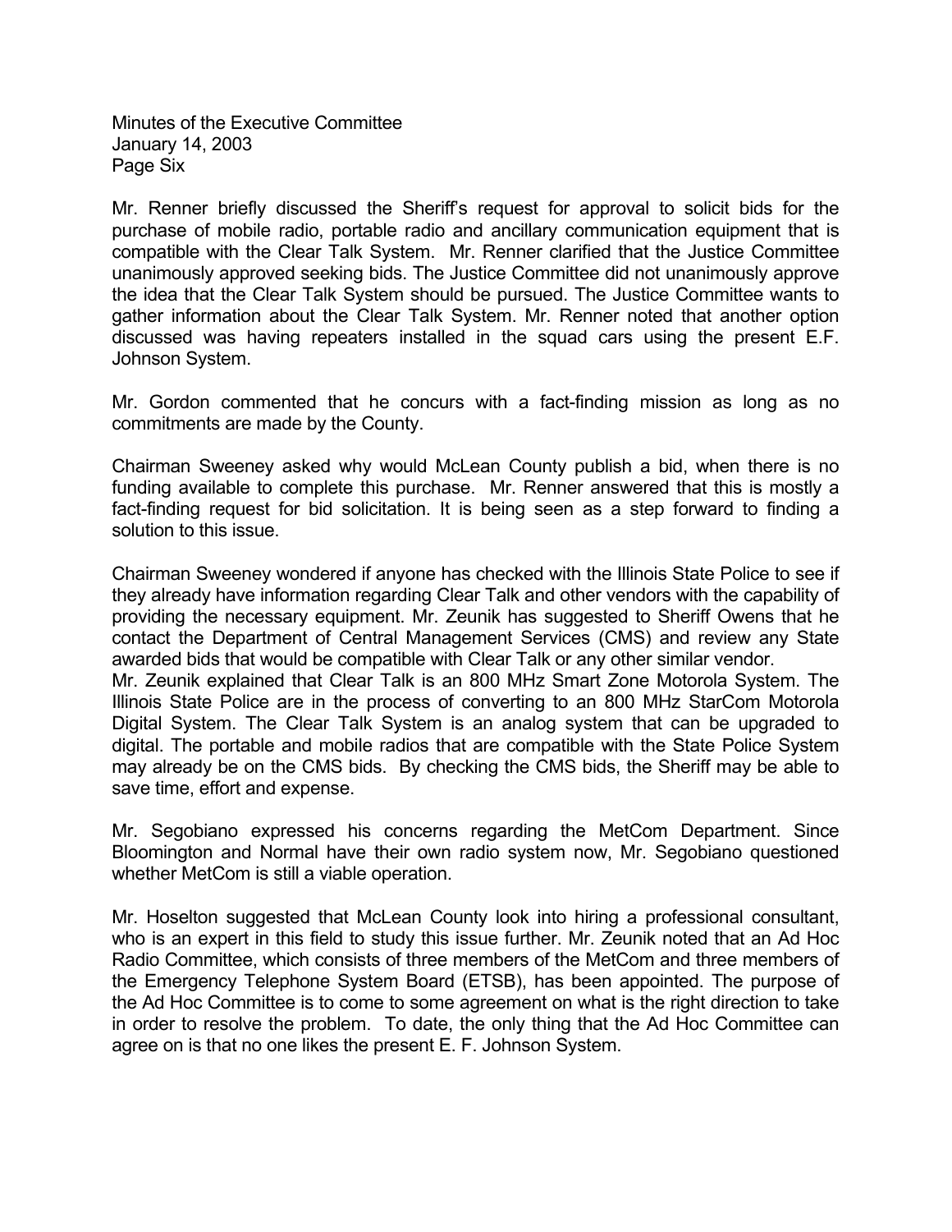Mr. Renner briefly discussed the Sheriff's request for approval to solicit bids for the purchase of mobile radio, portable radio and ancillary communication equipment that is compatible with the Clear Talk System. Mr. Renner clarified that the Justice Committee unanimously approved seeking bids. The Justice Committee did not unanimously approve the idea that the Clear Talk System should be pursued. The Justice Committee wants to gather information about the Clear Talk System. Mr. Renner noted that another option discussed was having repeaters installed in the squad cars using the present E.F. Johnson System.

Mr. Gordon commented that he concurs with a fact-finding mission as long as no commitments are made by the County.

Chairman Sweeney asked why would McLean County publish a bid, when there is no funding available to complete this purchase. Mr. Renner answered that this is mostly a fact-finding request for bid solicitation. It is being seen as a step forward to finding a solution to this issue.

Chairman Sweeney wondered if anyone has checked with the Illinois State Police to see if they already have information regarding Clear Talk and other vendors with the capability of providing the necessary equipment. Mr. Zeunik has suggested to Sheriff Owens that he contact the Department of Central Management Services (CMS) and review any State awarded bids that would be compatible with Clear Talk or any other similar vendor.
Mr. Zeunik explained that Clear Talk is an 800 MHz Smart Zone Motorola System. The Illinois State Police are in the process of converting to an 800 MHz StarCom Motorola Digital System. The Clear Talk System is an analog system that can be upgraded to digital. The portable and mobile radios that are compatible with the State Police System may already be on the CMS bids. By checking the CMS bids, the Sheriff may be able to save time, effort and expense.

Mr. Segobiano expressed his concerns regarding the MetCom Department. Since Bloomington and Normal have their own radio system now, Mr. Segobiano questioned whether MetCom is still a viable operation.

Mr. Hoselton suggested that McLean County look into hiring a professional consultant, who is an expert in this field to study this issue further. Mr. Zeunik noted that an Ad Hoc Radio Committee, which consists of three members of the MetCom and three members of the Emergency Telephone System Board (ETSB), has been appointed. The purpose of the Ad Hoc Committee is to come to some agreement on what is the right direction to take in order to resolve the problem. To date, the only thing that the Ad Hoc Committee can agree on is that no one likes the present E. F. Johnson System.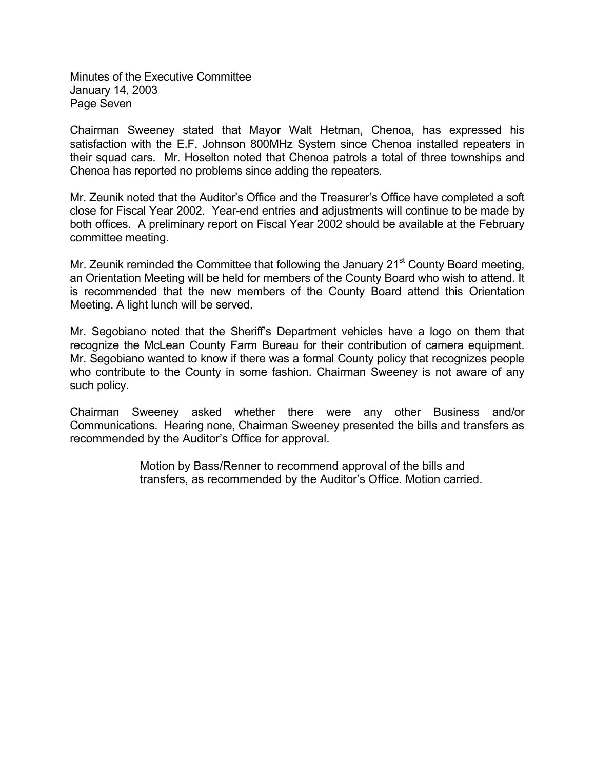Chairman Sweeney stated that Mayor Walt Hetman, Chenoa, has expressed his satisfaction with the E.F. Johnson 800MHz System since Chenoa installed repeaters in their squad cars. Mr. Hoselton noted that Chenoa patrols a total of three townships and Chenoa has reported no problems since adding the repeaters.

Mr. Zeunik noted that the Auditor's Office and the Treasurer's Office have completed a soft close for Fiscal Year 2002. Year-end entries and adjustments will continue to be made by both offices. A preliminary report on Fiscal Year 2002 should be available at the February committee meeting.

Mr. Zeunik reminded the Committee that following the January 21st County Board meeting, an Orientation Meeting will be held for members of the County Board who wish to attend. It is recommended that the new members of the County Board attend this Orientation Meeting. A light lunch will be served.

Mr. Segobiano noted that the Sheriff's Department vehicles have a logo on them that recognize the McLean County Farm Bureau for their contribution of camera equipment. Mr. Segobiano wanted to know if there was a formal County policy that recognizes people who contribute to the County in some fashion. Chairman Sweeney is not aware of any such policy.

Chairman Sweeney asked whether there were any other Business and/or Communications. Hearing none, Chairman Sweeney presented the bills and transfers as recommended by the Auditor's Office for approval.

> Motion by Bass/Renner to recommend approval of the bills and transfers, as recommended by the Auditor's Office. Motion carried.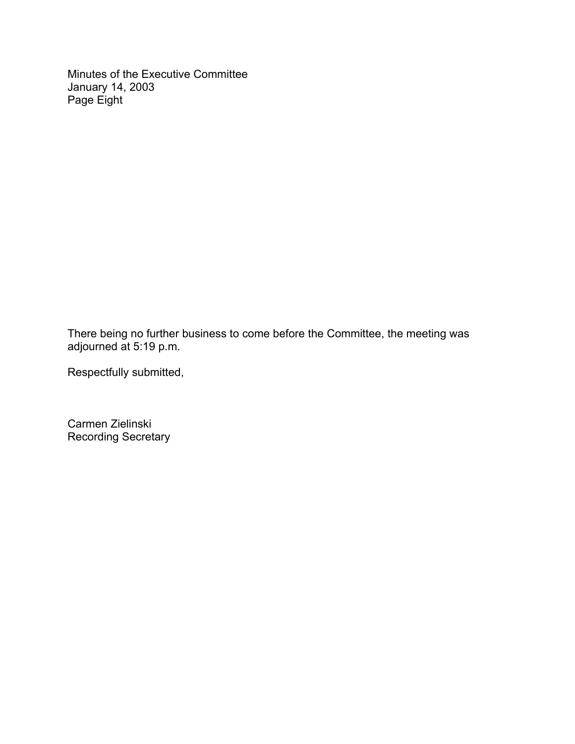There being no further business to come before the Committee, the meeting was adjourned at 5:19 p.m.

Respectfully submitted,

Carmen Zielinski
Recording Secretary